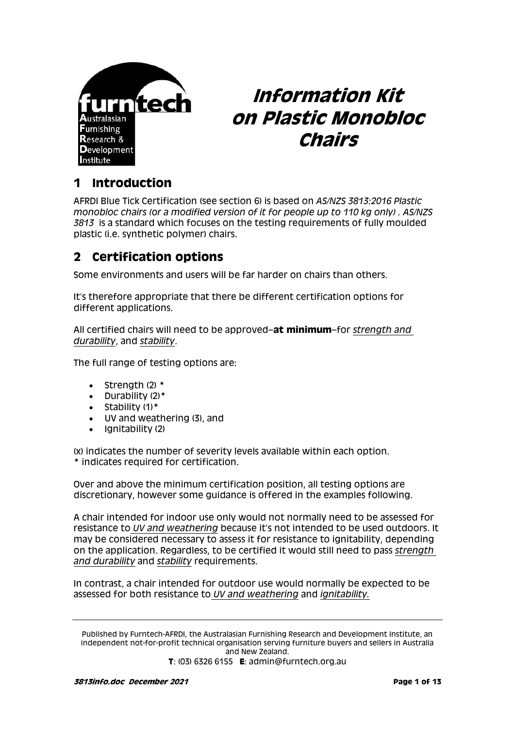# Information Kit on Plastic Monobloc Chairs

## 1 Introduction

AFRDI Blue Tick Certification (see section 6) is based on *AS/NZS 3813:2016 Plastic monobloc chairs (or a modified version of it for people up to 110 kg only)* . *AS/NZS 3813* is a standard which focuses on the testing requirements of fully moulded plastic (i.e. synthetic polymer) chairs.

## 2 Certification options

Some environments and users will be far harder on chairs than others.

It's therefore appropriate that there be different certification options for different applications.

All certified chairs will need to be approved–**at minimum**–for *strength and durability*, and *stability*.

The full range of testing options are:

- Strength (2) *
- Durability (2)*
- Stability (1)*
- UV and weathering (3), and
- Ignitability (2)

(x) indicates the number of severity levels available within each option.
* indicates required for certification.

Over and above the minimum certification position, all testing options are discretionary, however some guidance is offered in the examples following.

A chair intended for indoor use only would not normally need to be assessed for resistance to *UV and weathering* because it's not intended to be used outdoors. It may be considered necessary to assess it for resistance to ignitability, depending on the application. Regardless, to be certified it would still need to pass *strength and durability* and *stability* requirements.

In contrast, a chair intended for outdoor use would normally be expected to be assessed for both resistance to *UV and weathering* and *ignitability.*

---

Published by Furntech-AFRDI, the Australasian Furnishing Research and Development Institute, an independent not-for-profit technical organisation serving furniture buyers and sellers in Australia and New Zealand.

**T**: (03) 6326 6155 **E**: admin@furntech.org.au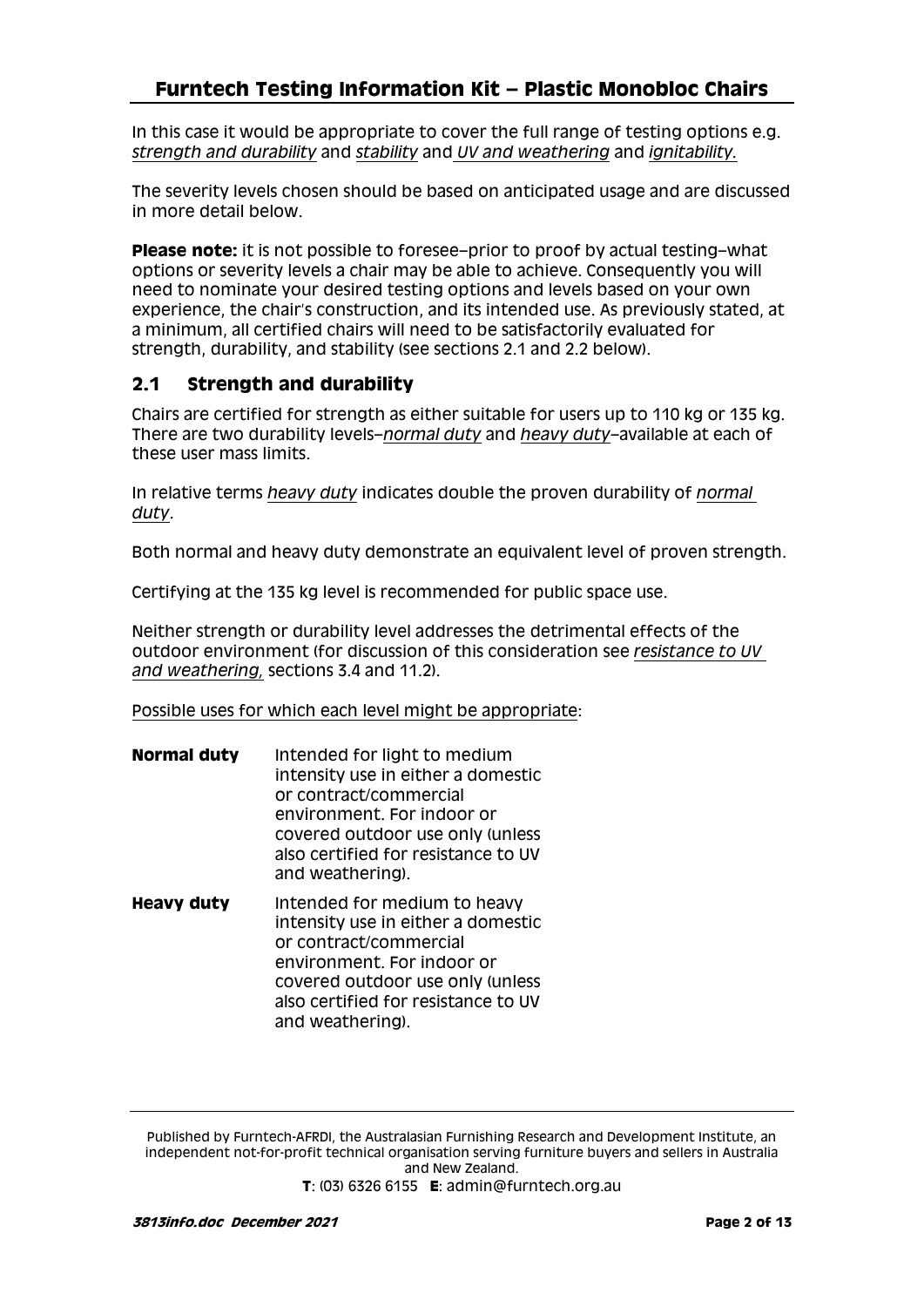In this case it would be appropriate to cover the full range of testing options e.g. *strength and durability* and *stability* and *UV and weathering* and *ignitability.*

The severity levels chosen should be based on anticipated usage and are discussed in more detail below.

**Please note:** it is not possible to foresee–prior to proof by actual testing–what options or severity levels a chair may be able to achieve. Consequently you will need to nominate your desired testing options and levels based on your own experience, the chair's construction, and its intended use. As previously stated, at a minimum, all certified chairs will need to be satisfactorily evaluated for strength, durability, and stability (see sections 2.1 and 2.2 below).

## 2.1 Strength and durability

Chairs are certified for strength as either suitable for users up to 110 kg or 135 kg. There are two durability levels–*normal duty* and *heavy duty*–available at each of these user mass limits.

In relative terms *heavy duty* indicates double the proven durability of *normal duty*.

Both normal and heavy duty demonstrate an equivalent level of proven strength.

Certifying at the 135 kg level is recommended for public space use.

Neither strength or durability level addresses the detrimental effects of the outdoor environment (for discussion of this consideration see *resistance to UV and weathering,* sections 3.4 and 11.2).

Possible uses for which each level might be appropriate:

**Normal duty** Intended for light to medium intensity use in either a domestic or contract/commercial environment. For indoor or covered outdoor use only (unless also certified for resistance to UV and weathering).

**Heavy duty** Intended for medium to heavy intensity use in either a domestic or contract/commercial environment. For indoor or covered outdoor use only (unless also certified for resistance to UV and weathering).

Published by Furntech-AFRDI, the Australasian Furnishing Research and Development Institute, an independent not-for-profit technical organisation serving furniture buyers and sellers in Australia and New Zealand.
**T**: (03) 6326 6155 **E**: admin@furntech.org.au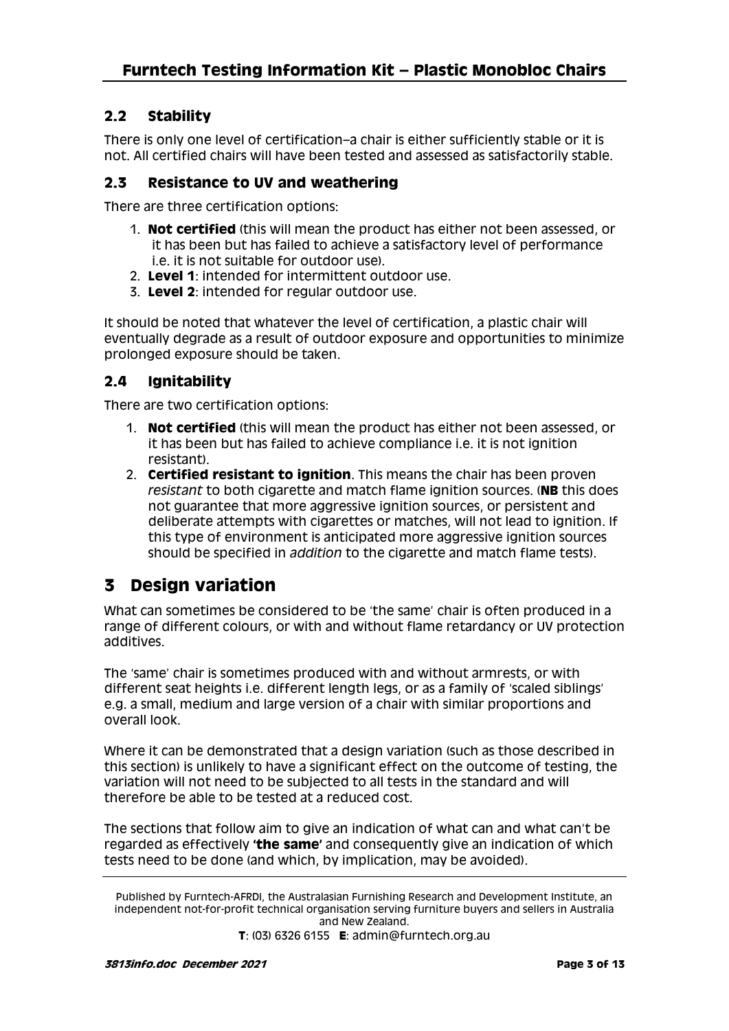## 2.2 Stability

There is only one level of certification–a chair is either sufficiently stable or it is not. All certified chairs will have been tested and assessed as satisfactorily stable.

## 2.3 Resistance to UV and weathering

There are three certification options:

1. **Not certified** (this will mean the product has either not been assessed, or it has been but has failed to achieve a satisfactory level of performance i.e. it is not suitable for outdoor use).
2. **Level 1**: intended for intermittent outdoor use.
3. **Level 2**: intended for regular outdoor use.

It should be noted that whatever the level of certification, a plastic chair will eventually degrade as a result of outdoor exposure and opportunities to minimize prolonged exposure should be taken.

## 2.4 Ignitability

There are two certification options:

1. **Not certified** (this will mean the product has either not been assessed, or it has been but has failed to achieve compliance i.e. it is not ignition resistant).
2. **Certified resistant to ignition**. This means the chair has been proven *resistant* to both cigarette and match flame ignition sources. (**NB** this does not guarantee that more aggressive ignition sources, or persistent and deliberate attempts with cigarettes or matches, will not lead to ignition. If this type of environment is anticipated more aggressive ignition sources should be specified in *addition* to the cigarette and match flame tests).

# 3 Design variation

What can sometimes be considered to be 'the same' chair is often produced in a range of different colours, or with and without flame retardancy or UV protection additives.

The 'same' chair is sometimes produced with and without armrests, or with different seat heights i.e. different length legs, or as a family of 'scaled siblings' e.g. a small, medium and large version of a chair with similar proportions and overall look.

Where it can be demonstrated that a design variation (such as those described in this section) is unlikely to have a significant effect on the outcome of testing, the variation will not need to be subjected to all tests in the standard and will therefore be able to be tested at a reduced cost.

The sections that follow aim to give an indication of what can and what can't be regarded as effectively **'the same'** and consequently give an indication of which tests need to be done (and which, by implication, may be avoided).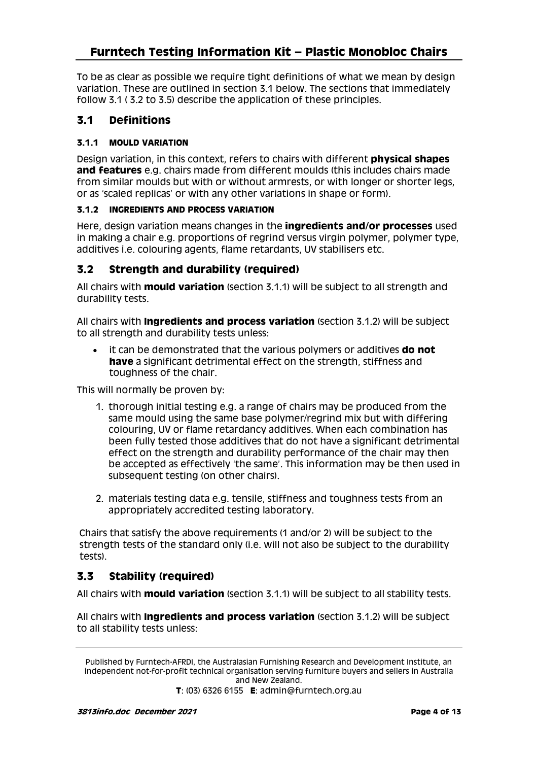To be as clear as possible we require tight definitions of what we mean by design variation. These are outlined in section 3.1 below. The sections that immediately follow 3.1 ( 3.2 to 3.5) describe the application of these principles.

## 3.1 Definitions

#### 3.1.1 MOULD VARIATION

Design variation, in this context, refers to chairs with different **physical shapes and features** e.g. chairs made from different moulds (this includes chairs made from similar moulds but with or without armrests, or with longer or shorter legs, or as 'scaled replicas' or with any other variations in shape or form).

#### 3.1.2 INGREDIENTS AND PROCESS VARIATION

Here, design variation means changes in the **ingredients and/or processes** used in making a chair e.g. proportions of regrind versus virgin polymer, polymer type, additives i.e. colouring agents, flame retardants, UV stabilisers etc.

## 3.2 Strength and durability (required)

All chairs with **mould variation** (section 3.1.1) will be subject to all strength and durability tests.

All chairs with **Ingredients and process variation** (section 3.1.2) will be subject to all strength and durability tests unless:

- it can be demonstrated that the various polymers or additives **do not have** a significant detrimental effect on the strength, stiffness and toughness of the chair.

This will normally be proven by:

1. thorough initial testing e.g. a range of chairs may be produced from the same mould using the same base polymer/regrind mix but with differing colouring, UV or flame retardancy additives. When each combination has been fully tested those additives that do not have a significant detrimental effect on the strength and durability performance of the chair may then be accepted as effectively 'the same'. This information may be then used in subsequent testing (on other chairs).

2. materials testing data e.g. tensile, stiffness and toughness tests from an appropriately accredited testing laboratory.

Chairs that satisfy the above requirements (1 and/or 2) will be subject to the strength tests of the standard only (i.e. will not also be subject to the durability tests).

## 3.3 Stability (required)

All chairs with **mould variation** (section 3.1.1) will be subject to all stability tests.

All chairs with **Ingredients and process variation** (section 3.1.2) will be subject to all stability tests unless:

Published by Furntech-AFRDI, the Australasian Furnishing Research and Development Institute, an independent not-for-profit technical organisation serving furniture buyers and sellers in Australia and New Zealand.

**T**: (03) 6326 6155 **E**: admin@furntech.org.au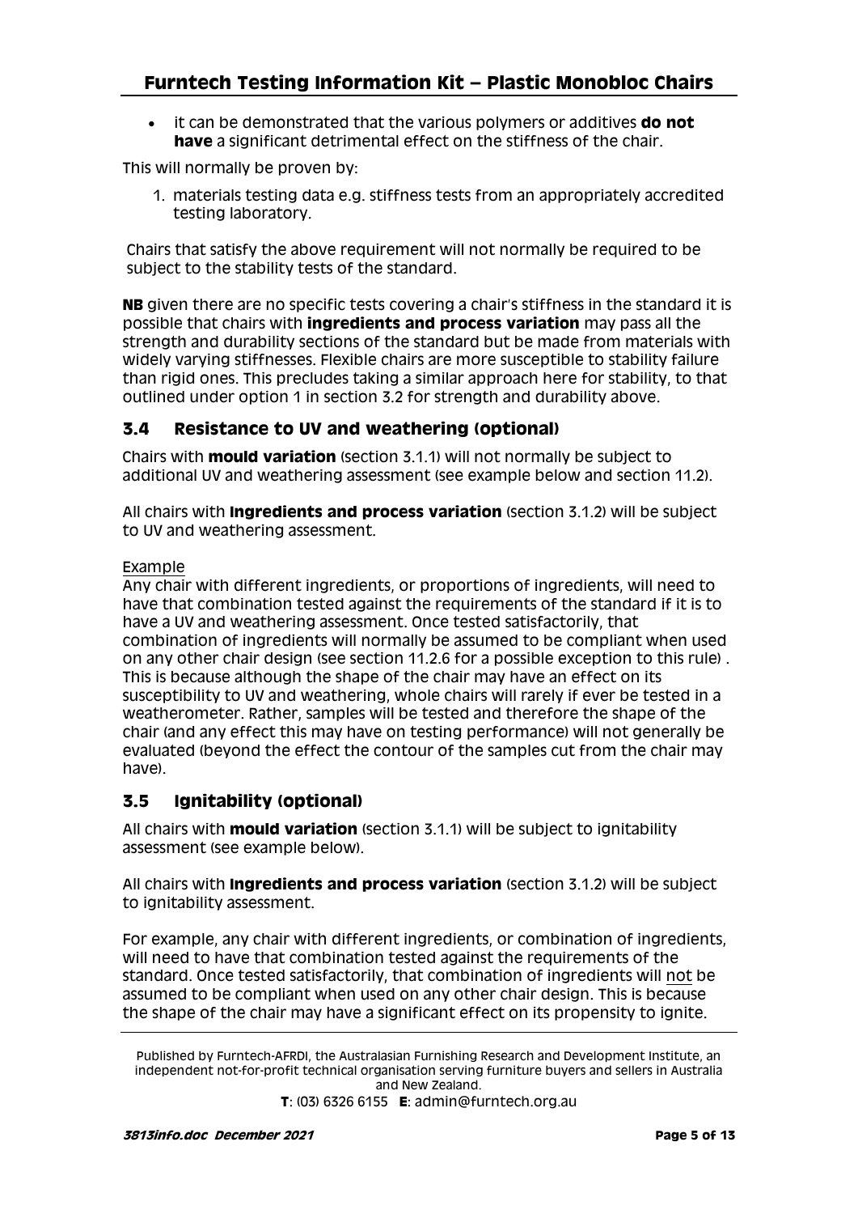- it can be demonstrated that the various polymers or additives **do not have** a significant detrimental effect on the stiffness of the chair.

This will normally be proven by:

1. materials testing data e.g. stiffness tests from an appropriately accredited testing laboratory.

Chairs that satisfy the above requirement will not normally be required to be subject to the stability tests of the standard.

**NB** given there are no specific tests covering a chair's stiffness in the standard it is possible that chairs with **ingredients and process variation** may pass all the strength and durability sections of the standard but be made from materials with widely varying stiffnesses. Flexible chairs are more susceptible to stability failure than rigid ones. This precludes taking a similar approach here for stability, to that outlined under option 1 in section 3.2 for strength and durability above.

## 3.4 Resistance to UV and weathering (optional)

Chairs with **mould variation** (section 3.1.1) will not normally be subject to additional UV and weathering assessment (see example below and section 11.2).

All chairs with **Ingredients and process variation** (section 3.1.2) will be subject to UV and weathering assessment.

<u>Example</u>

Any chair with different ingredients, or proportions of ingredients, will need to have that combination tested against the requirements of the standard if it is to have a UV and weathering assessment. Once tested satisfactorily, that combination of ingredients will normally be assumed to be compliant when used on any other chair design (see section 11.2.6 for a possible exception to this rule) . This is because although the shape of the chair may have an effect on its susceptibility to UV and weathering, whole chairs will rarely if ever be tested in a weatherometer. Rather, samples will be tested and therefore the shape of the chair (and any effect this may have on testing performance) will not generally be evaluated (beyond the effect the contour of the samples cut from the chair may have).

## 3.5 Ignitability (optional)

All chairs with **mould variation** (section 3.1.1) will be subject to ignitability assessment (see example below).

All chairs with **Ingredients and process variation** (section 3.1.2) will be subject to ignitability assessment.

For example, any chair with different ingredients, or combination of ingredients, will need to have that combination tested against the requirements of the standard. Once tested satisfactorily, that combination of ingredients will <u>not</u> be assumed to be compliant when used on any other chair design. This is because the shape of the chair may have a significant effect on its propensity to ignite.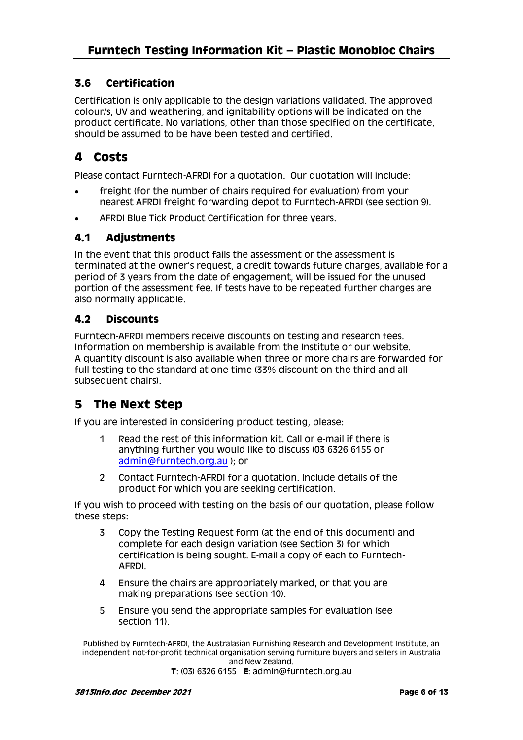### 3.6 Certification

Certification is only applicable to the design variations validated. The approved colour/s, UV and weathering, and ignitability options will be indicated on the product certificate. No variations, other than those specified on the certificate, should be assumed to be have been tested and certified.

## 4 Costs

Please contact Furntech-AFRDI for a quotation. Our quotation will include:

- freight (for the number of chairs required for evaluation) from your nearest AFRDI freight forwarding depot to Furntech-AFRDI (see section 9).
- AFRDI Blue Tick Product Certification for three years.

### 4.1 Adjustments

In the event that this product fails the assessment or the assessment is terminated at the owner's request, a credit towards future charges, available for a period of 3 years from the date of engagement, will be issued for the unused portion of the assessment fee. If tests have to be repeated further charges are also normally applicable.

### 4.2 Discounts

Furntech-AFRDI members receive discounts on testing and research fees. Information on membership is available from the Institute or our website.
A quantity discount is also available when three or more chairs are forwarded for full testing to the standard at one time (33% discount on the third and all subsequent chairs).

## 5 The Next Step

If you are interested in considering product testing, please:

1. Read the rest of this information kit. Call or e-mail if there is anything further you would like to discuss (03 6326 6155 or admin@furntech.org.au ); or
2. Contact Furntech-AFRDI for a quotation. Include details of the product for which you are seeking certification.

If you wish to proceed with testing on the basis of our quotation, please follow these steps:

3. Copy the Testing Request form (at the end of this document) and complete for each design variation (see Section 3) for which certification is being sought. E-mail a copy of each to Furntech-AFRDI.
4. Ensure the chairs are appropriately marked, or that you are making preparations (see section 10).
5. Ensure you send the appropriate samples for evaluation (see section 11).

Published by Furntech-AFRDI, the Australasian Furnishing Research and Development Institute, an independent not-for-profit technical organisation serving furniture buyers and sellers in Australia and New Zealand.
**T**: (03) 6326 6155 **E**: admin@furntech.org.au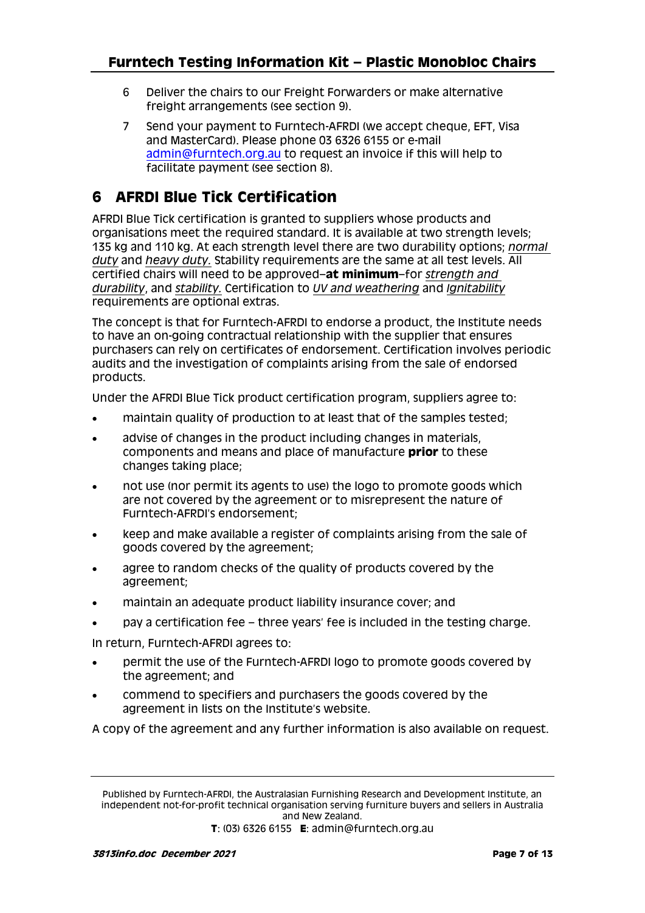6. Deliver the chairs to our Freight Forwarders or make alternative freight arrangements (see section 9).
7. Send your payment to Furntech-AFRDI (we accept cheque, EFT, Visa and MasterCard). Please phone 03 6326 6155 or e-mail admin@furntech.org.au to request an invoice if this will help to facilitate payment (see section 8).

## 6 AFRDI Blue Tick Certification

AFRDI Blue Tick certification is granted to suppliers whose products and organisations meet the required standard. It is available at two strength levels; 135 kg and 110 kg. At each strength level there are two durability options; *normal duty* and *heavy duty.* Stability requirements are the same at all test levels. All certified chairs will need to be approved–**at minimum**–for *strength and durability*, and *stability.* Certification to *UV and weathering* and *Ignitability* requirements are optional extras.

The concept is that for Furntech-AFRDI to endorse a product, the Institute needs to have an on-going contractual relationship with the supplier that ensures purchasers can rely on certificates of endorsement. Certification involves periodic audits and the investigation of complaints arising from the sale of endorsed products.

Under the AFRDI Blue Tick product certification program, suppliers agree to:

- maintain quality of production to at least that of the samples tested;
- advise of changes in the product including changes in materials, components and means and place of manufacture **prior** to these changes taking place;
- not use (nor permit its agents to use) the logo to promote goods which are not covered by the agreement or to misrepresent the nature of Furntech-AFRDI's endorsement;
- keep and make available a register of complaints arising from the sale of goods covered by the agreement;
- agree to random checks of the quality of products covered by the agreement;
- maintain an adequate product liability insurance cover; and
- pay a certification fee – three years' fee is included in the testing charge.

In return, Furntech-AFRDI agrees to:

- permit the use of the Furntech-AFRDI logo to promote goods covered by the agreement; and
- commend to specifiers and purchasers the goods covered by the agreement in lists on the Institute's website.

A copy of the agreement and any further information is also available on request.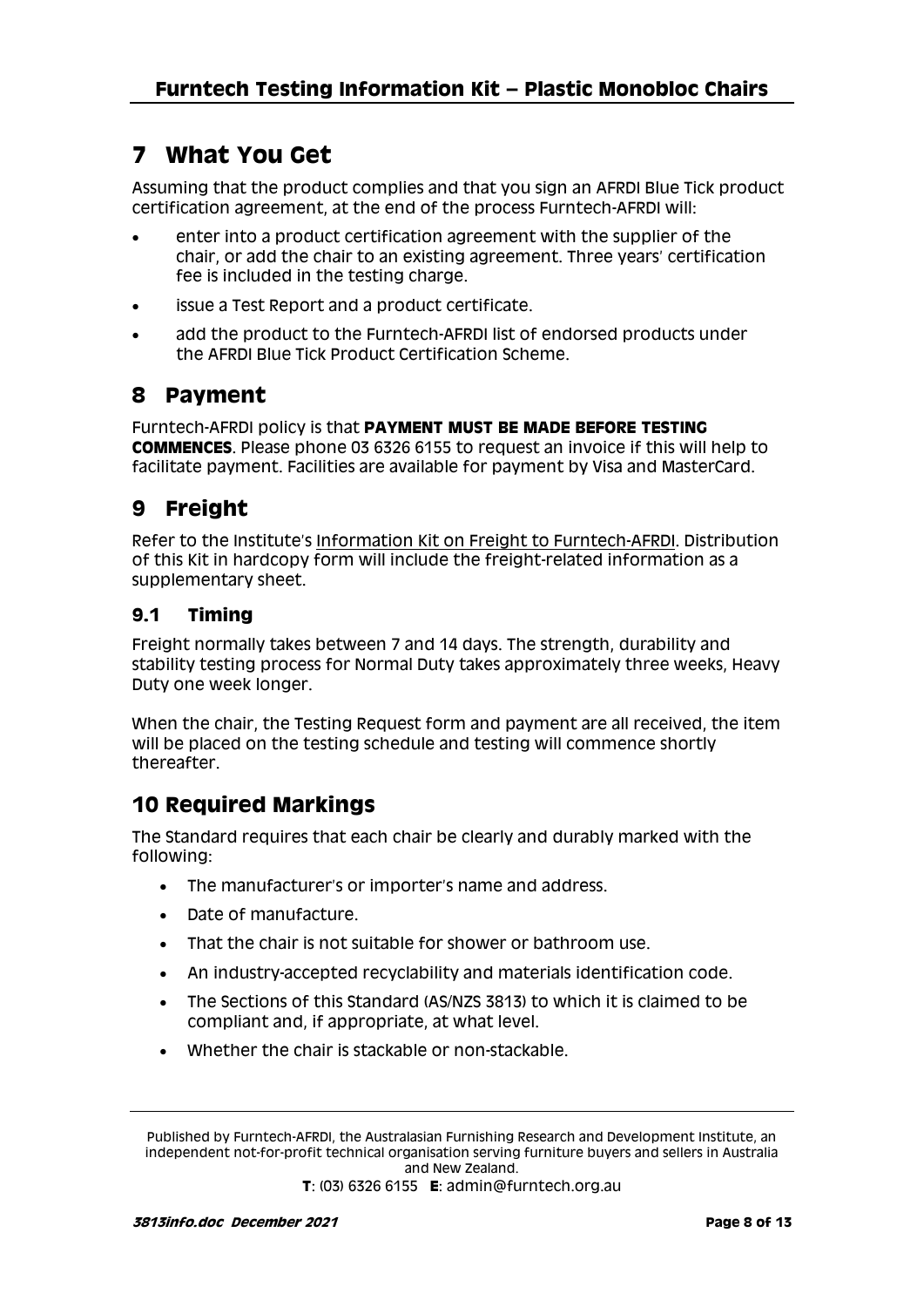## 7 What You Get

Assuming that the product complies and that you sign an AFRDI Blue Tick product certification agreement, at the end of the process Furntech-AFRDI will:

- enter into a product certification agreement with the supplier of the chair, or add the chair to an existing agreement. Three years' certification fee is included in the testing charge.
- issue a Test Report and a product certificate.
- add the product to the Furntech-AFRDI list of endorsed products under the AFRDI Blue Tick Product Certification Scheme.

## 8 Payment

Furntech-AFRDI policy is that **PAYMENT MUST BE MADE BEFORE TESTING COMMENCES**. Please phone 03 6326 6155 to request an invoice if this will help to facilitate payment. Facilities are available for payment by Visa and MasterCard.

## 9 Freight

Refer to the Institute's Information Kit on Freight to Furntech-AFRDI. Distribution of this Kit in hardcopy form will include the freight-related information as a supplementary sheet.

### 9.1 Timing

Freight normally takes between 7 and 14 days. The strength, durability and stability testing process for Normal Duty takes approximately three weeks, Heavy Duty one week longer.

When the chair, the Testing Request form and payment are all received, the item will be placed on the testing schedule and testing will commence shortly thereafter.

## 10 Required Markings

The Standard requires that each chair be clearly and durably marked with the following:

- The manufacturer's or importer's name and address.
- Date of manufacture.
- That the chair is not suitable for shower or bathroom use.
- An industry-accepted recyclability and materials identification code.
- The Sections of this Standard (AS/NZS 3813) to which it is claimed to be compliant and, if appropriate, at what level.
- Whether the chair is stackable or non-stackable.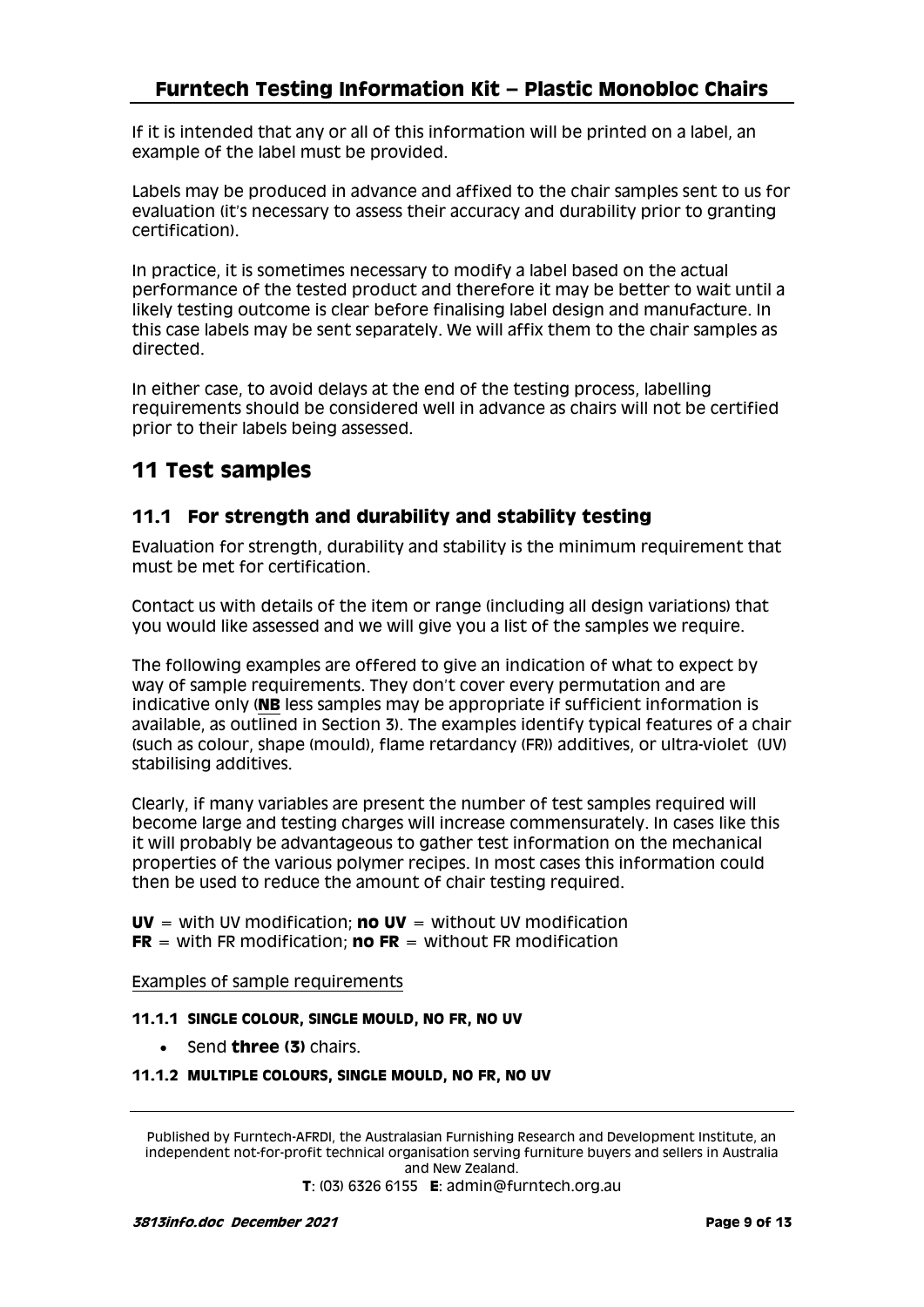If it is intended that any or all of this information will be printed on a label, an example of the label must be provided.

Labels may be produced in advance and affixed to the chair samples sent to us for evaluation (it's necessary to assess their accuracy and durability prior to granting certification).

In practice, it is sometimes necessary to modify a label based on the actual performance of the tested product and therefore it may be better to wait until a likely testing outcome is clear before finalising label design and manufacture. In this case labels may be sent separately. We will affix them to the chair samples as directed.

In either case, to avoid delays at the end of the testing process, labelling requirements should be considered well in advance as chairs will not be certified prior to their labels being assessed.

## 11 Test samples

### 11.1 For strength and durability and stability testing

Evaluation for strength, durability and stability is the minimum requirement that must be met for certification.

Contact us with details of the item or range (including all design variations) that you would like assessed and we will give you a list of the samples we require.

The following examples are offered to give an indication of what to expect by way of sample requirements. They don't cover every permutation and are indicative only (**NB** less samples may be appropriate if sufficient information is available, as outlined in Section 3). The examples identify typical features of a chair (such as colour, shape (mould), flame retardancy (FR)) additives, or ultra-violet (UV) stabilising additives.

Clearly, if many variables are present the number of test samples required will become large and testing charges will increase commensurately. In cases like this it will probably be advantageous to gather test information on the mechanical properties of the various polymer recipes. In most cases this information could then be used to reduce the amount of chair testing required.

**UV** = with UV modification; **no UV** = without UV modification
**FR** = with FR modification; **no FR** = without FR modification

Examples of sample requirements

#### 11.1.1 SINGLE COLOUR, SINGLE MOULD, NO FR, NO UV

- Send **three (3)** chairs.

#### 11.1.2 MULTIPLE COLOURS, SINGLE MOULD, NO FR, NO UV

Published by Furntech-AFRDI, the Australasian Furnishing Research and Development Institute, an independent not-for-profit technical organisation serving furniture buyers and sellers in Australia and New Zealand.
**T**: (03) 6326 6155 **E**: admin@furntech.org.au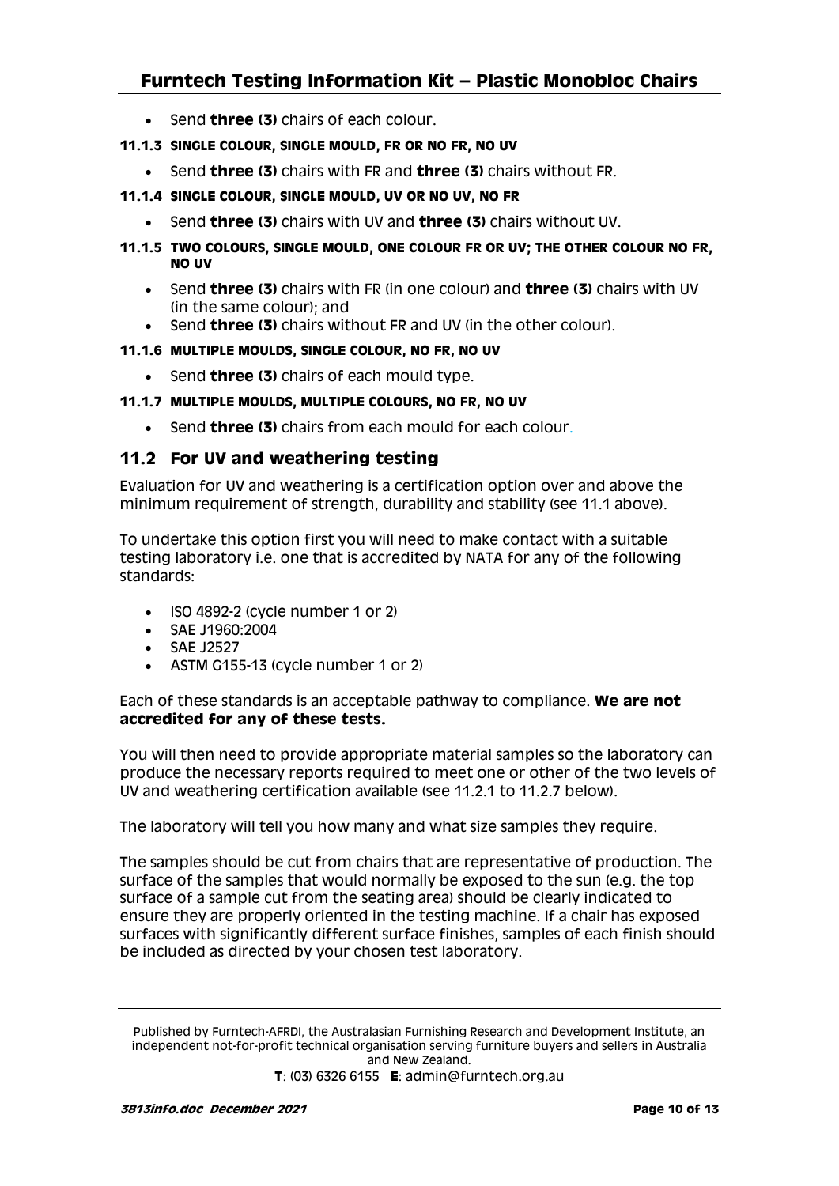- Send **three (3)** chairs of each colour.

#### 11.1.3 SINGLE COLOUR, SINGLE MOULD, FR OR NO FR, NO UV

- Send **three (3)** chairs with FR and **three (3)** chairs without FR.

#### 11.1.4 SINGLE COLOUR, SINGLE MOULD, UV OR NO UV, NO FR

- Send **three (3)** chairs with UV and **three (3)** chairs without UV.

#### 11.1.5 TWO COLOURS, SINGLE MOULD, ONE COLOUR FR OR UV; THE OTHER COLOUR NO FR, NO UV

- Send **three (3)** chairs with FR (in one colour) and **three (3)** chairs with UV (in the same colour); and
- Send **three (3)** chairs without FR and UV (in the other colour).

#### 11.1.6 MULTIPLE MOULDS, SINGLE COLOUR, NO FR, NO UV

- Send **three (3)** chairs of each mould type.

#### 11.1.7 MULTIPLE MOULDS, MULTIPLE COLOURS, NO FR, NO UV

- Send **three (3)** chairs from each mould for each colour.

### 11.2 For UV and weathering testing

Evaluation for UV and weathering is a certification option over and above the minimum requirement of strength, durability and stability (see 11.1 above).

To undertake this option first you will need to make contact with a suitable testing laboratory i.e. one that is accredited by NATA for any of the following standards:

- ISO 4892-2 (cycle number 1 or 2)
- SAE J1960:2004
- SAE J2527
- ASTM G155-13 (cycle number 1 or 2)

Each of these standards is an acceptable pathway to compliance. **We are not accredited for any of these tests.**

You will then need to provide appropriate material samples so the laboratory can produce the necessary reports required to meet one or other of the two levels of UV and weathering certification available (see 11.2.1 to 11.2.7 below).

The laboratory will tell you how many and what size samples they require.

The samples should be cut from chairs that are representative of production. The surface of the samples that would normally be exposed to the sun (e.g. the top surface of a sample cut from the seating area) should be clearly indicated to ensure they are properly oriented in the testing machine. If a chair has exposed surfaces with significantly different surface finishes, samples of each finish should be included as directed by your chosen test laboratory.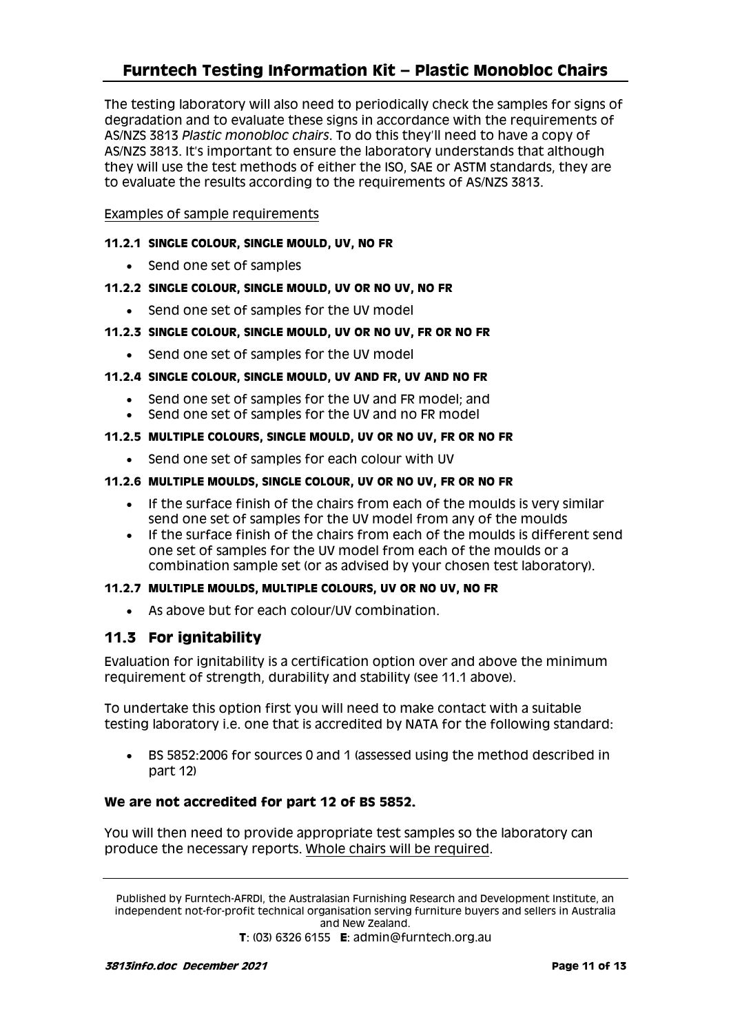The testing laboratory will also need to periodically check the samples for signs of degradation and to evaluate these signs in accordance with the requirements of AS/NZS 3813 *Plastic monobloc chairs*. To do this they'll need to have a copy of AS/NZS 3813. It's important to ensure the laboratory understands that although they will use the test methods of either the ISO, SAE or ASTM standards, they are to evaluate the results according to the requirements of AS/NZS 3813.

Examples of sample requirements

#### 11.2.1 SINGLE COLOUR, SINGLE MOULD, UV, NO FR

- Send one set of samples

#### 11.2.2 SINGLE COLOUR, SINGLE MOULD, UV OR NO UV, NO FR

- Send one set of samples for the UV model

#### 11.2.3 SINGLE COLOUR, SINGLE MOULD, UV OR NO UV, FR OR NO FR

- Send one set of samples for the UV model

#### 11.2.4 SINGLE COLOUR, SINGLE MOULD, UV AND FR, UV AND NO FR

- Send one set of samples for the UV and FR model; and
- Send one set of samples for the UV and no FR model

#### 11.2.5 MULTIPLE COLOURS, SINGLE MOULD, UV OR NO UV, FR OR NO FR

- Send one set of samples for each colour with UV

#### 11.2.6 MULTIPLE MOULDS, SINGLE COLOUR, UV OR NO UV, FR OR NO FR

- If the surface finish of the chairs from each of the moulds is very similar send one set of samples for the UV model from any of the moulds
- If the surface finish of the chairs from each of the moulds is different send one set of samples for the UV model from each of the moulds or a combination sample set (or as advised by your chosen test laboratory).

#### 11.2.7 MULTIPLE MOULDS, MULTIPLE COLOURS, UV OR NO UV, NO FR

- As above but for each colour/UV combination.

## 11.3 For ignitability

Evaluation for ignitability is a certification option over and above the minimum requirement of strength, durability and stability (see 11.1 above).

To undertake this option first you will need to make contact with a suitable testing laboratory i.e. one that is accredited by NATA for the following standard:

- BS 5852:2006 for sources 0 and 1 (assessed using the method described in part 12)

**We are not accredited for part 12 of BS 5852.**

You will then need to provide appropriate test samples so the laboratory can produce the necessary reports. Whole chairs will be required.

Published by Furntech-AFRDI, the Australasian Furnishing Research and Development Institute, an independent not-for-profit technical organisation serving furniture buyers and sellers in Australia and New Zealand.
**T**: (03) 6326 6155 **E**: admin@furntech.org.au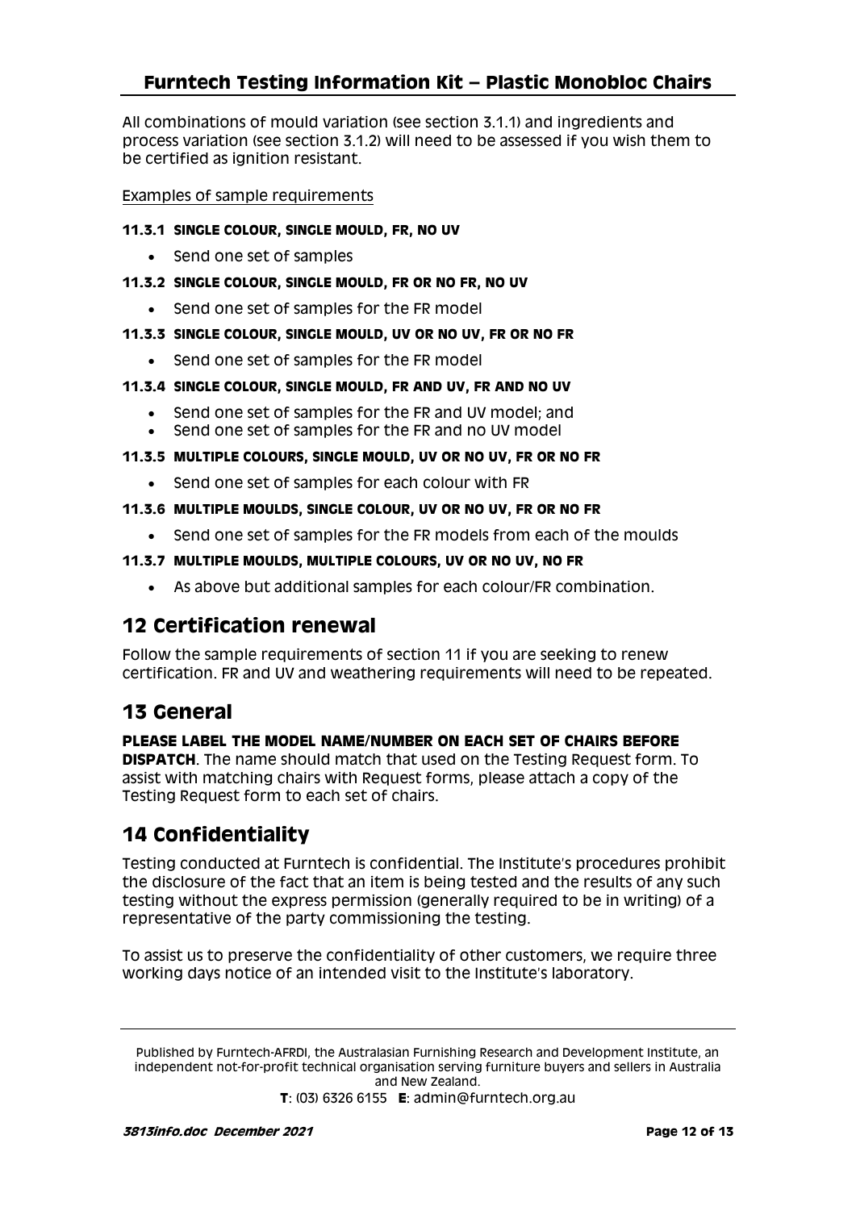All combinations of mould variation (see section 3.1.1) and ingredients and process variation (see section 3.1.2) will need to be assessed if you wish them to be certified as ignition resistant.

Examples of sample requirements

#### 11.3.1 SINGLE COLOUR, SINGLE MOULD, FR, NO UV

- Send one set of samples

#### 11.3.2 SINGLE COLOUR, SINGLE MOULD, FR OR NO FR, NO UV

- Send one set of samples for the FR model

#### 11.3.3 SINGLE COLOUR, SINGLE MOULD, UV OR NO UV, FR OR NO FR

- Send one set of samples for the FR model

#### 11.3.4 SINGLE COLOUR, SINGLE MOULD, FR AND UV, FR AND NO UV

- Send one set of samples for the FR and UV model; and
- Send one set of samples for the FR and no UV model

#### 11.3.5 MULTIPLE COLOURS, SINGLE MOULD, UV OR NO UV, FR OR NO FR

- Send one set of samples for each colour with FR

#### 11.3.6 MULTIPLE MOULDS, SINGLE COLOUR, UV OR NO UV, FR OR NO FR

- Send one set of samples for the FR models from each of the moulds

#### 11.3.7 MULTIPLE MOULDS, MULTIPLE COLOURS, UV OR NO UV, NO FR

- As above but additional samples for each colour/FR combination.

## 12 Certification renewal

Follow the sample requirements of section 11 if you are seeking to renew certification. FR and UV and weathering requirements will need to be repeated.

## 13 General

**PLEASE LABEL THE MODEL NAME/NUMBER ON EACH SET OF CHAIRS BEFORE DISPATCH**. The name should match that used on the Testing Request form. To assist with matching chairs with Request forms, please attach a copy of the Testing Request form to each set of chairs.

## 14 Confidentiality

Testing conducted at Furntech is confidential. The Institute's procedures prohibit the disclosure of the fact that an item is being tested and the results of any such testing without the express permission (generally required to be in writing) of a representative of the party commissioning the testing.

To assist us to preserve the confidentiality of other customers, we require three working days notice of an intended visit to the Institute's laboratory.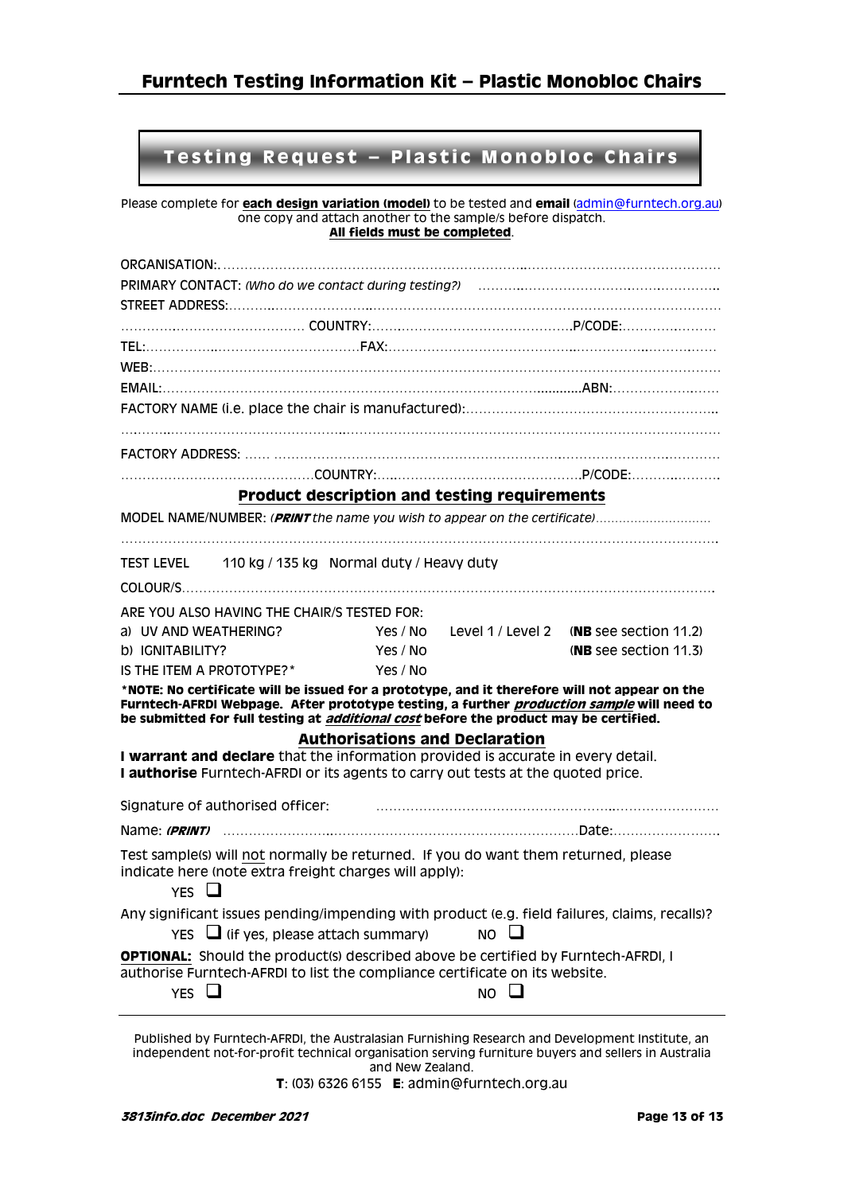# Testing Request – Plastic Monobloc Chairs

Please complete for **each design variation (model)** to be tested and **email** (admin@furntech.org.au) one copy and attach another to the sample/s before dispatch.
**All fields must be completed**.

ORGANISATION:.........................................................................................................................................

PRIMARY CONTACT: *(Who do we contact during testing?)* ..............................................................

STREET ADDRESS:.....................................................................................................................................

........................................... COUNTRY:............................................P/CODE:...........................

TEL:..................................................FAX:.............................................................................................

WEB:........................................................................................................................................................

EMAIL:...................................................................................................ABN:.........................................

FACTORY NAME (i.e. place the chair is manufactured):..........................................................................

..............................................................................................................................................................

FACTORY ADDRESS: ...... ........................................................................................................................

............................................COUNTRY:............................................P/CODE:...........................

## Product description and testing requirements

MODEL NAME/NUMBER: *(**PRINT** the name you wish to appear on the certificate)*...............................

..............................................................................................................................................................

TEST LEVEL    110 kg / 135 kg   Normal duty / Heavy duty

COLOUR/S.................................................................................................................................................

ARE YOU ALSO HAVING THE CHAIR/S TESTED FOR:

| | | | |
|---|---|---|---|
| a) UV AND WEATHERING? | Yes / No | Level 1 / Level 2 | (**NB** see section 11.2) |
| b) IGNITABILITY? | Yes / No | | (**NB** see section 11.3) |
| IS THE ITEM A PROTOTYPE?* | Yes / No | | |

***NOTE: No certificate will be issued for a prototype, and it therefore will not appear on the Furntech-AFRDI Webpage. After prototype testing, a further *production sample* will need to be submitted for full testing at *additional cost* before the product may be certified.**

## Authorisations and Declaration

**I warrant and declare** that the information provided is accurate in every detail.
**I authorise** Furntech-AFRDI or its agents to carry out tests at the quoted price.

Signature of authorised officer: .................................................................................

Name: ***(PRINT)*** ...........................................................................Date:.........................

Test sample(s) will not normally be returned. If you do want them returned, please indicate here (note extra freight charges will apply):

YES ❑

Any significant issues pending/impending with product (e.g. field failures, claims, recalls)?

YES ❑ (if yes, please attach summary)    NO ❑

**OPTIONAL:** Should the product(s) described above be certified by Furntech-AFRDI, I authorise Furntech-AFRDI to list the compliance certificate on its website.

YES ❑    NO ❑

Published by Furntech-AFRDI, the Australasian Furnishing Research and Development Institute, an independent not-for-profit technical organisation serving furniture buyers and sellers in Australia and New Zealand.
**T**: (03) 6326 6155 **E**: admin@furntech.org.au